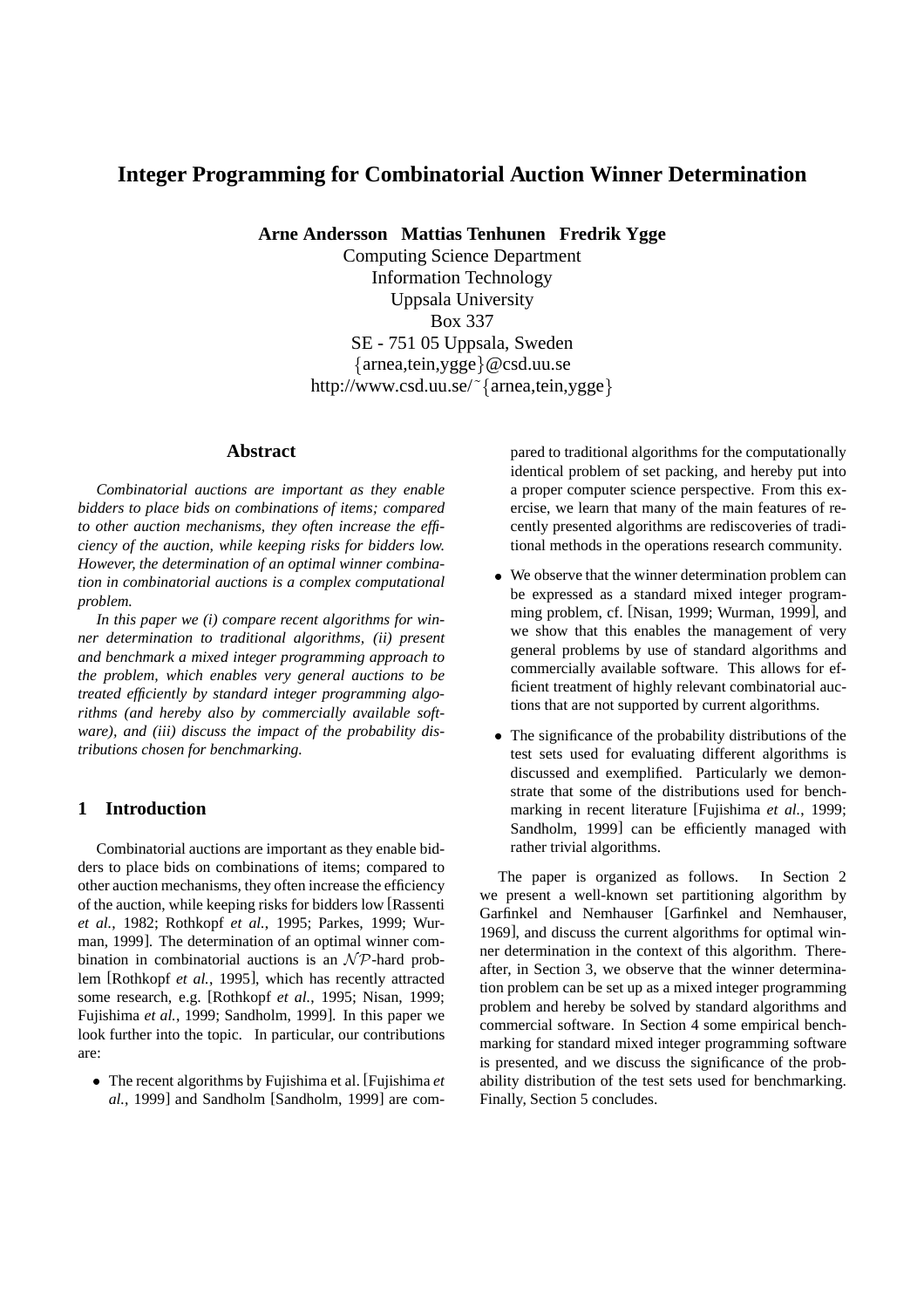# Integer Programming for Combinatorial Auction Winner Determination

**Arne Andersson Mattias Tenhunen Fredrik Ygge**

Computing Science Department
Information Technology
Uppsala University
Box 337
SE - 751 05 Uppsala, Sweden
{arnea,tein,ygge}@csd.uu.se
http://www.csd.uu.se/˜{arnea,tein,ygge}

## Abstract

*Combinatorial auctions are important as they enable bidders to place bids on combinations of items; compared to other auction mechanisms, they often increase the efficiency of the auction, while keeping risks for bidders low. However, the determination of an optimal winner combination in combinatorial auctions is a complex computational problem.*

*In this paper we (i) compare recent algorithms for winner determination to traditional algorithms, (ii) present and benchmark a mixed integer programming approach to the problem, which enables very general auctions to be treated efficiently by standard integer programming algorithms (and hereby also by commercially available software), and (iii) discuss the impact of the probability distributions chosen for benchmarking.*

## 1 Introduction

Combinatorial auctions are important as they enable bidders to place bids on combinations of items; compared to other auction mechanisms, they often increase the efficiency of the auction, while keeping risks for bidders low [Rassenti *et al.*, 1982; Rothkopf *et al.*, 1995; Parkes, 1999; Wurman, 1999]. The determination of an optimal winner combination in combinatorial auctions is an $\mathcal{NP}$-hard problem [Rothkopf *et al.*, 1995], which has recently attracted some research, e.g. [Rothkopf *et al.*, 1995; Nisan, 1999; Fujishima *et al.*, 1999; Sandholm, 1999]. In this paper we look further into the topic. In particular, our contributions are:

- The recent algorithms by Fujishima et al. [Fujishima *et al.*, 1999] and Sandholm [Sandholm, 1999] are compared to traditional algorithms for the computationally identical problem of set packing, and hereby put into a proper computer science perspective. From this exercise, we learn that many of the main features of recently presented algorithms are rediscoveries of traditional methods in the operations research community.
- We observe that the winner determination problem can be expressed as a standard mixed integer programming problem, cf. [Nisan, 1999; Wurman, 1999], and we show that this enables the management of very general problems by use of standard algorithms and commercially available software. This allows for efficient treatment of highly relevant combinatorial auctions that are not supported by current algorithms.
- The significance of the probability distributions of the test sets used for evaluating different algorithms is discussed and exemplified. Particularly we demonstrate that some of the distributions used for benchmarking in recent literature [Fujishima *et al.*, 1999; Sandholm, 1999] can be efficiently managed with rather trivial algorithms.

The paper is organized as follows. In Section 2 we present a well-known set partitioning algorithm by Garfinkel and Nemhauser [Garfinkel and Nemhauser, 1969], and discuss the current algorithms for optimal winner determination in the context of this algorithm. Thereafter, in Section 3, we observe that the winner determination problem can be set up as a mixed integer programming problem and hereby be solved by standard algorithms and commercial software. In Section 4 some empirical benchmarking for standard mixed integer programming software is presented, and we discuss the significance of the probability distribution of the test sets used for benchmarking. Finally, Section 5 concludes.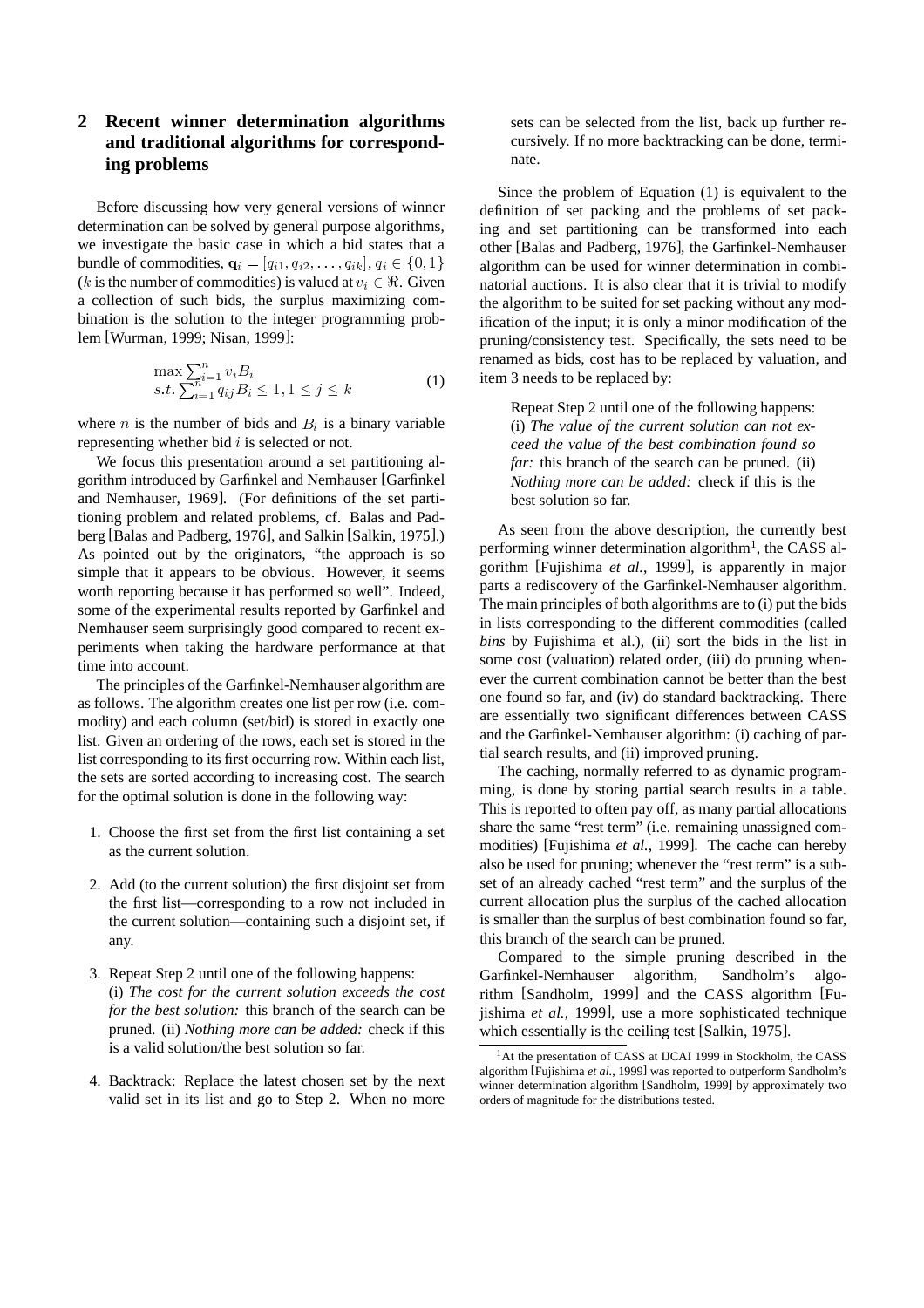## 2 Recent winner determination algorithms and traditional algorithms for corresponding problems

Before discussing how very general versions of winner determination can be solved by general purpose algorithms, we investigate the basic case in which a bid states that a bundle of commodities, $\mathbf{q}_i = [q_{i1}, q_{i2}, \ldots, q_{ik}], q_i \in \{0, 1\}$ ($k$ is the number of commodities) is valued at $v_i \in \Re$. Given a collection of such bids, the surplus maximizing combination is the solution to the integer programming problem [Wurman, 1999; Nisan, 1999]:

$$\begin{array}{l} \max \sum_{i=1}^{n} v_i B_i \\ s.t. \sum_{i=1}^{n} q_{ij} B_i \leq 1, 1 \leq j \leq k \end{array} \quad (1)$$

where $n$ is the number of bids and $B_i$ is a binary variable representing whether bid $i$ is selected or not.

We focus this presentation around a set partitioning algorithm introduced by Garfinkel and Nemhauser [Garfinkel and Nemhauser, 1969]. (For definitions of the set partitioning problem and related problems, cf. Balas and Padberg [Balas and Padberg, 1976], and Salkin [Salkin, 1975].) As pointed out by the originators, "the approach is so simple that it appears to be obvious. However, it seems worth reporting because it has performed so well". Indeed, some of the experimental results reported by Garfinkel and Nemhauser seem surprisingly good compared to recent experiments when taking the hardware performance at that time into account.

The principles of the Garfinkel-Nemhauser algorithm are as follows. The algorithm creates one list per row (i.e. commodity) and each column (set/bid) is stored in exactly one list. Given an ordering of the rows, each set is stored in the list corresponding to its first occurring row. Within each list, the sets are sorted according to increasing cost. The search for the optimal solution is done in the following way:

1. Choose the first set from the first list containing a set as the current solution.
2. Add (to the current solution) the first disjoint set from the first list—corresponding to a row not included in the current solution—containing such a disjoint set, if any.
3. Repeat Step 2 until one of the following happens: (i) *The cost for the current solution exceeds the cost for the best solution:* this branch of the search can be pruned. (ii) *Nothing more can be added:* check if this is a valid solution/the best solution so far.
4. Backtrack: Replace the latest chosen set by the next valid set in its list and go to Step 2. When no more sets can be selected from the list, back up further recursively. If no more backtracking can be done, terminate.

Since the problem of Equation (1) is equivalent to the definition of set packing and the problems of set packing and set partitioning can be transformed into each other [Balas and Padberg, 1976], the Garfinkel-Nemhauser algorithm can be used for winner determination in combinatorial auctions. It is also clear that it is trivial to modify the algorithm to be suited for set packing without any modification of the input; it is only a minor modification of the pruning/consistency test. Specifically, the sets need to be renamed as bids, cost has to be replaced by valuation, and item 3 needs to be replaced by:

> Repeat Step 2 until one of the following happens: (i) *The value of the current solution can not exceed the value of the best combination found so far:* this branch of the search can be pruned. (ii) *Nothing more can be added:* check if this is the best solution so far.

As seen from the above description, the currently best performing winner determination algorithm[1], the CASS algorithm [Fujishima *et al.*, 1999], is apparently in major parts a rediscovery of the Garfinkel-Nemhauser algorithm. The main principles of both algorithms are to (i) put the bids in lists corresponding to the different commodities (called *bins* by Fujishima et al.), (ii) sort the bids in the list in some cost (valuation) related order, (iii) do pruning whenever the current combination cannot be better than the best one found so far, and (iv) do standard backtracking. There are essentially two significant differences between CASS and the Garfinkel-Nemhauser algorithm: (i) caching of partial search results, and (ii) improved pruning.

The caching, normally referred to as dynamic programming, is done by storing partial search results in a table. This is reported to often pay off, as many partial allocations share the same "rest term" (i.e. remaining unassigned commodities) [Fujishima *et al.*, 1999]. The cache can hereby also be used for pruning; whenever the "rest term" is a subset of an already cached "rest term" and the surplus of the current allocation plus the surplus of the cached allocation is smaller than the surplus of best combination found so far, this branch of the search can be pruned.

Compared to the simple pruning described in the Garfinkel-Nemhauser algorithm, Sandholm's algorithm [Sandholm, 1999] and the CASS algorithm [Fujishima *et al.*, 1999], use a more sophisticated technique which essentially is the ceiling test [Salkin, 1975].

[1] At the presentation of CASS at IJCAI 1999 in Stockholm, the CASS algorithm [Fujishima *et al.*, 1999] was reported to outperform Sandholm's winner determination algorithm [Sandholm, 1999] by approximately two orders of magnitude for the distributions tested.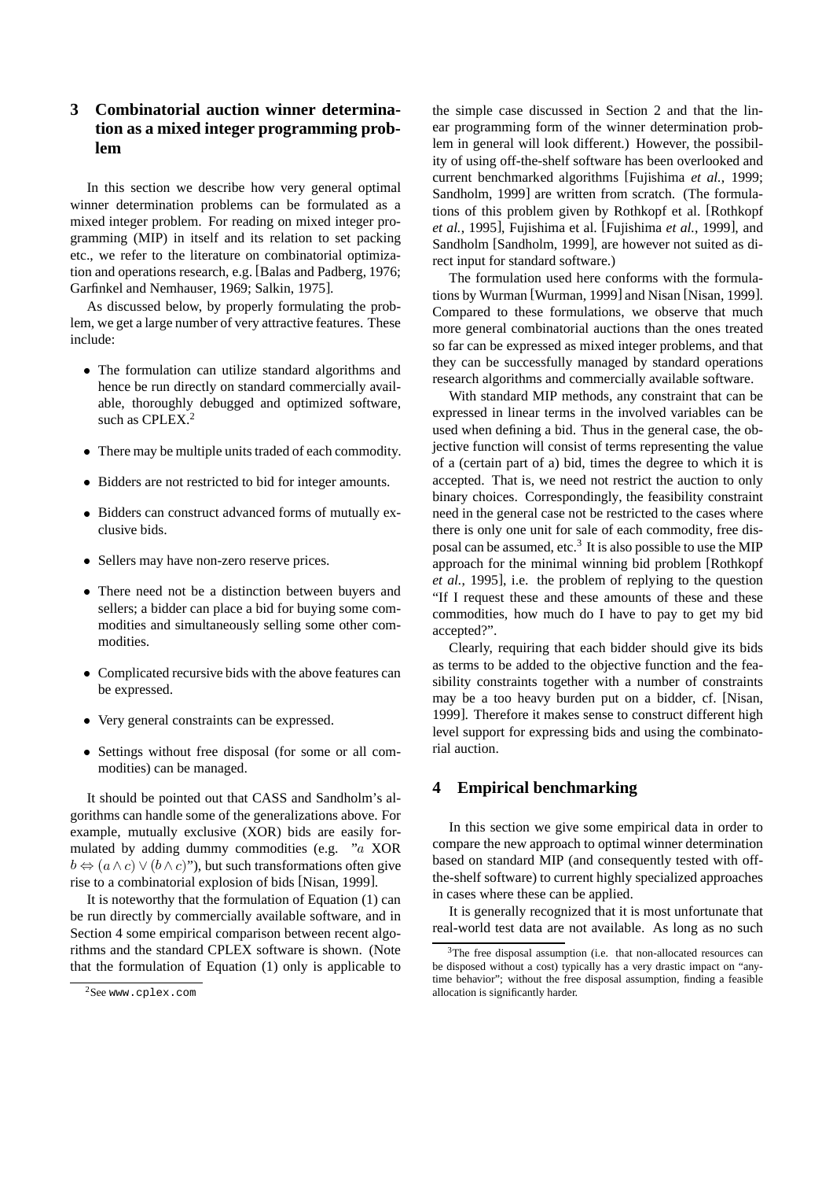## 3 Combinatorial auction winner determination as a mixed integer programming problem

In this section we describe how very general optimal winner determination problems can be formulated as a mixed integer problem. For reading on mixed integer programming (MIP) in itself and its relation to set packing etc., we refer to the literature on combinatorial optimization and operations research, e.g. [Balas and Padberg, 1976; Garfinkel and Nemhauser, 1969; Salkin, 1975].

As discussed below, by properly formulating the problem, we get a large number of very attractive features. These include:

- The formulation can utilize standard algorithms and hence be run directly on standard commercially available, thoroughly debugged and optimized software, such as CPLEX.[2]
- There may be multiple units traded of each commodity.
- Bidders are not restricted to bid for integer amounts.
- Bidders can construct advanced forms of mutually exclusive bids.
- Sellers may have non-zero reserve prices.
- There need not be a distinction between buyers and sellers; a bidder can place a bid for buying some commodities and simultaneously selling some other commodities.
- Complicated recursive bids with the above features can be expressed.
- Very general constraints can be expressed.
- Settings without free disposal (for some or all commodities) can be managed.

It should be pointed out that CASS and Sandholm's algorithms can handle some of the generalizations above. For example, mutually exclusive (XOR) bids are easily formulated by adding dummy commodities (e.g. "$a$ XOR $b \Leftrightarrow (a \wedge c) \vee (b \wedge c)$"), but such transformations often give rise to a combinatorial explosion of bids [Nisan, 1999].

It is noteworthy that the formulation of Equation (1) can be run directly by commercially available software, and in Section 4 some empirical comparison between recent algorithms and the standard CPLEX software is shown. (Note that the formulation of Equation (1) only is applicable to the simple case discussed in Section 2 and that the linear programming form of the winner determination problem in general will look different.) However, the possibility of using off-the-shelf software has been overlooked and current benchmarked algorithms [Fujishima *et al.*, 1999; Sandholm, 1999] are written from scratch. (The formulations of this problem given by Rothkopf et al. [Rothkopf *et al.*, 1995], Fujishima et al. [Fujishima *et al.*, 1999], and Sandholm [Sandholm, 1999], are however not suited as direct input for standard software.)

The formulation used here conforms with the formulations by Wurman [Wurman, 1999] and Nisan [Nisan, 1999]. Compared to these formulations, we observe that much more general combinatorial auctions than the ones treated so far can be expressed as mixed integer problems, and that they can be successfully managed by standard operations research algorithms and commercially available software.

With standard MIP methods, any constraint that can be expressed in linear terms in the involved variables can be used when defining a bid. Thus in the general case, the objective function will consist of terms representing the value of a (certain part of a) bid, times the degree to which it is accepted. That is, we need not restrict the auction to only binary choices. Correspondingly, the feasibility constraint need in the general case not be restricted to the cases where there is only one unit for sale of each commodity, free disposal can be assumed, etc.[3] It is also possible to use the MIP approach for the minimal winning bid problem [Rothkopf *et al.*, 1995], i.e. the problem of replying to the question "If I request these and these amounts of these and these commodities, how much do I have to pay to get my bid accepted?".

Clearly, requiring that each bidder should give its bids as terms to be added to the objective function and the feasibility constraints together with a number of constraints may be a too heavy burden put on a bidder, cf. [Nisan, 1999]. Therefore it makes sense to construct different high level support for expressing bids and using the combinatorial auction.

## 4 Empirical benchmarking

In this section we give some empirical data in order to compare the new approach to optimal winner determination based on standard MIP (and consequently tested with off-the-shelf software) to current highly specialized approaches in cases where these can be applied.

It is generally recognized that it is most unfortunate that real-world test data are not available. As long as no such

[2] See `www.cplex.com`

[3] The free disposal assumption (i.e. that non-allocated resources can be disposed without a cost) typically has a very drastic impact on "anytime behavior"; without the free disposal assumption, finding a feasible allocation is significantly harder.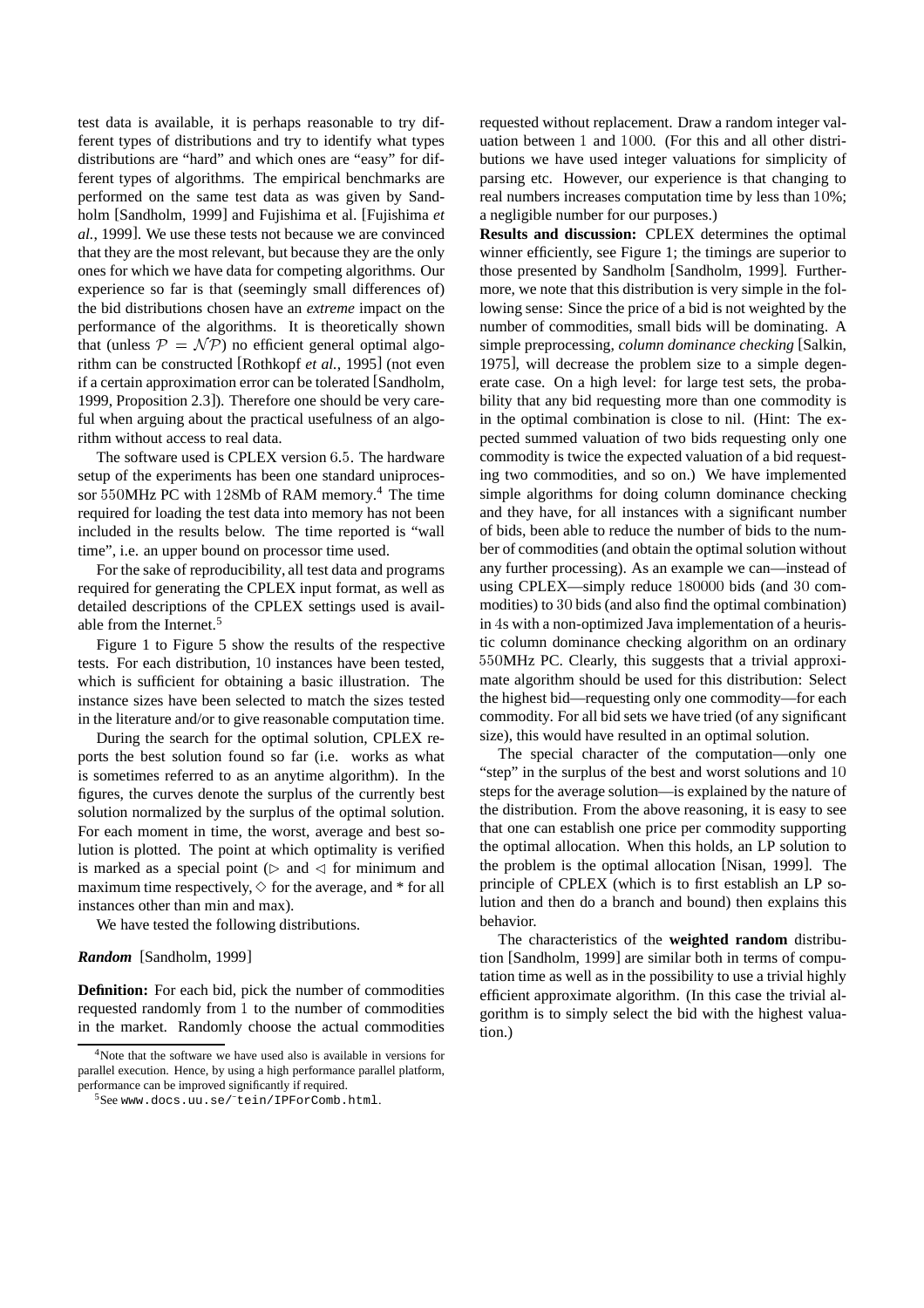test data is available, it is perhaps reasonable to try different types of distributions and try to identify what types distributions are "hard" and which ones are "easy" for different types of algorithms. The empirical benchmarks are performed on the same test data as was given by Sandholm [Sandholm, 1999] and Fujishima et al. [Fujishima *et al.*, 1999]. We use these tests not because we are convinced that they are the most relevant, but because they are the only ones for which we have data for competing algorithms. Our experience so far is that (seemingly small differences of) the bid distributions chosen have an *extreme* impact on the performance of the algorithms. It is theoretically shown that (unless $\mathcal{P} = \mathcal{NP}$) no efficient general optimal algorithm can be constructed [Rothkopf *et al.*, 1995] (not even if a certain approximation error can be tolerated [Sandholm, 1999, Proposition 2.3]). Therefore one should be very careful when arguing about the practical usefulness of an algorithm without access to real data.

The software used is CPLEX version 6.5. The hardware setup of the experiments has been one standard uniprocessor 550MHz PC with 128Mb of RAM memory.[4] The time required for loading the test data into memory has not been included in the results below. The time reported is "wall time", i.e. an upper bound on processor time used.

For the sake of reproducibility, all test data and programs required for generating the CPLEX input format, as well as detailed descriptions of the CPLEX settings used is available from the Internet.[5]

Figure 1 to Figure 5 show the results of the respective tests. For each distribution, 10 instances have been tested, which is sufficient for obtaining a basic illustration. The instance sizes have been selected to match the sizes tested in the literature and/or to give reasonable computation time.

During the search for the optimal solution, CPLEX reports the best solution found so far (i.e. works as what is sometimes referred to as an anytime algorithm). In the figures, the curves denote the surplus of the currently best solution normalized by the surplus of the optimal solution. For each moment in time, the worst, average and best solution is plotted. The point at which optimality is verified is marked as a special point ($\triangleright$ and $\triangleleft$ for minimum and maximum time respectively, $\diamond$ for the average, and * for all instances other than min and max).

We have tested the following distributions.

***Random*** [Sandholm, 1999]

**Definition:** For each bid, pick the number of commodities requested randomly from 1 to the number of commodities in the market. Randomly choose the actual commodities requested without replacement. Draw a random integer valuation between 1 and 1000. (For this and all other distributions we have used integer valuations for simplicity of parsing etc. However, our experience is that changing to real numbers increases computation time by less than 10%; a negligible number for our purposes.)

**Results and discussion:** CPLEX determines the optimal winner efficiently, see Figure 1; the timings are superior to those presented by Sandholm [Sandholm, 1999]. Furthermore, we note that this distribution is very simple in the following sense: Since the price of a bid is not weighted by the number of commodities, small bids will be dominating. A simple preprocessing, *column dominance checking* [Salkin, 1975], will decrease the problem size to a simple degenerate case. On a high level: for large test sets, the probability that any bid requesting more than one commodity is in the optimal combination is close to nil. (Hint: The expected summed valuation of two bids requesting only one commodity is twice the expected valuation of a bid requesting two commodities, and so on.) We have implemented simple algorithms for doing column dominance checking and they have, for all instances with a significant number of bids, been able to reduce the number of bids to the number of commodities (and obtain the optimal solution without any further processing). As an example we can—instead of using CPLEX—simply reduce 180000 bids (and 30 commodities) to 30 bids (and also find the optimal combination) in 4s with a non-optimized Java implementation of a heuristic column dominance checking algorithm on an ordinary 550MHz PC. Clearly, this suggests that a trivial approximate algorithm should be used for this distribution: Select the highest bid—requesting only one commodity—for each commodity. For all bid sets we have tried (of any significant size), this would have resulted in an optimal solution.

The special character of the computation—only one "step" in the surplus of the best and worst solutions and 10 steps for the average solution—is explained by the nature of the distribution. From the above reasoning, it is easy to see that one can establish one price per commodity supporting the optimal allocation. When this holds, an LP solution to the problem is the optimal allocation [Nisan, 1999]. The principle of CPLEX (which is to first establish an LP solution and then do a branch and bound) then explains this behavior.

The characteristics of the **weighted random** distribution [Sandholm, 1999] are similar both in terms of computation time as well as in the possibility to use a trivial highly efficient approximate algorithm. (In this case the trivial algorithm is to simply select the bid with the highest valuation.)

[4] Note that the software we have used also is available in versions for parallel execution. Hence, by using a high performance parallel platform, performance can be improved significantly if required.

[5] See `www.docs.uu.se/~tein/IPForComb.html`.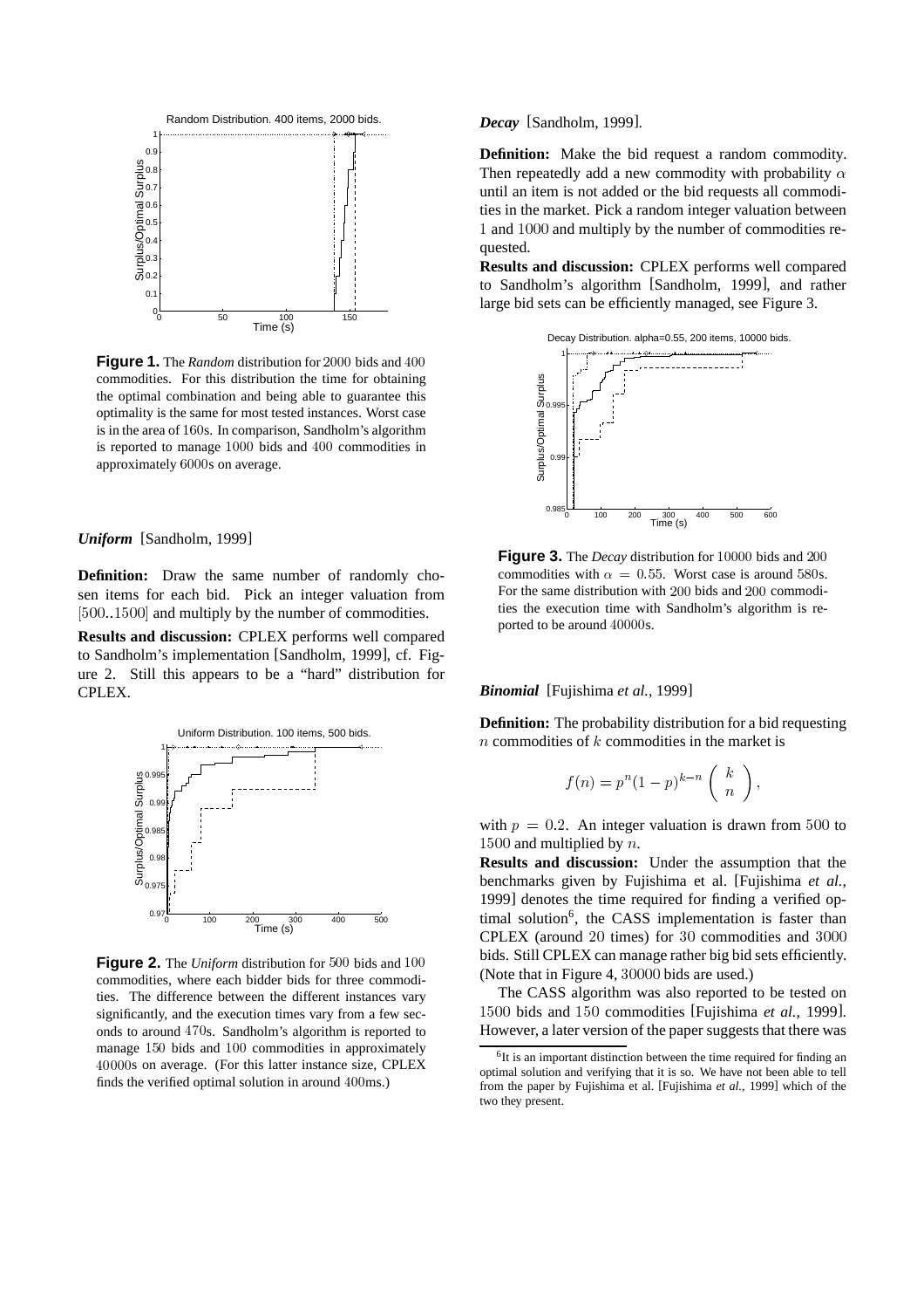Random Distribution. 400 items, 2000 bids.

Surplus/Optimal Surplus

Time (s)

0
0.1
0.2
0.3
0.4
0.5
0.6
0.7
0.8
0.9
1

0
50
100
150

**Figure 1.** The *Random* distribution for 2000 bids and 400 commodities. For this distribution the time for obtaining the optimal combination and being able to guarantee this optimality is the same for most tested instances. Worst case is in the area of 160s. In comparison, Sandholm's algorithm is reported to manage 1000 bids and 400 commodities in approximately 6000s on average.

***Uniform*** [Sandholm, 1999]

**Definition:** Draw the same number of randomly chosen items for each bid. Pick an integer valuation from [500..1500] and multiply by the number of commodities.

**Results and discussion:** CPLEX performs well compared to Sandholm's implementation [Sandholm, 1999], cf. Figure 2. Still this appears to be a "hard" distribution for CPLEX.

Uniform Distribution. 100 items, 500 bids.

Surplus/Optimal Surplus

Time (s)

0.97
0.975
0.98
0.985
0.99
0.995
1

0
100
200
300
400
500

**Figure 2.** The *Uniform* distribution for 500 bids and 100 commodities, where each bidder bids for three commodities. The difference between the different instances vary significantly, and the execution times vary from a few seconds to around 470s. Sandholm's algorithm is reported to manage 150 bids and 100 commodities in approximately 40000s on average. (For this latter instance size, CPLEX finds the verified optimal solution in around 400ms.)

***Decay*** [Sandholm, 1999].

**Definition:** Make the bid request a random commodity. Then repeatedly add a new commodity with probability $\alpha$ until an item is not added or the bid requests all commodities in the market. Pick a random integer valuation between 1 and 1000 and multiply by the number of commodities requested.

**Results and discussion:** CPLEX performs well compared to Sandholm's algorithm [Sandholm, 1999], and rather large bid sets can be efficiently managed, see Figure 3.

Decay Distribution. alpha=0.55, 200 items, 10000 bids.

Surplus/Optimal Surplus

Time (s)

0.985
0.99
0.995
1

0
100
200
300
400
500
600

**Figure 3.** The *Decay* distribution for 10000 bids and 200 commodities with $\alpha = 0.55$. Worst case is around 580s. For the same distribution with 200 bids and 200 commodities the execution time with Sandholm's algorithm is reported to be around 40000s.

***Binomial*** [Fujishima *et al.*, 1999]

**Definition:** The probability distribution for a bid requesting $n$ commodities of $k$ commodities in the market is

$$f(n) = p^n(1-p)^{k-n} \binom{k}{n},$$

with $p = 0.2$. An integer valuation is drawn from 500 to 1500 and multiplied by $n$.

**Results and discussion:** Under the assumption that the benchmarks given by Fujishima et al. [Fujishima *et al.*, 1999] denotes the time required for finding a verified optimal solution[6], the CASS implementation is faster than CPLEX (around 20 times) for 30 commodities and 3000 bids. Still CPLEX can manage rather big bid sets efficiently. (Note that in Figure 4, 30000 bids are used.)

The CASS algorithm was also reported to be tested on 1500 bids and 150 commodities [Fujishima *et al.*, 1999]. However, a later version of the paper suggests that there was

[6] It is an important distinction between the time required for finding an optimal solution and verifying that it is so. We have not been able to tell from the paper by Fujishima et al. [Fujishima *et al.*, 1999] which of the two they present.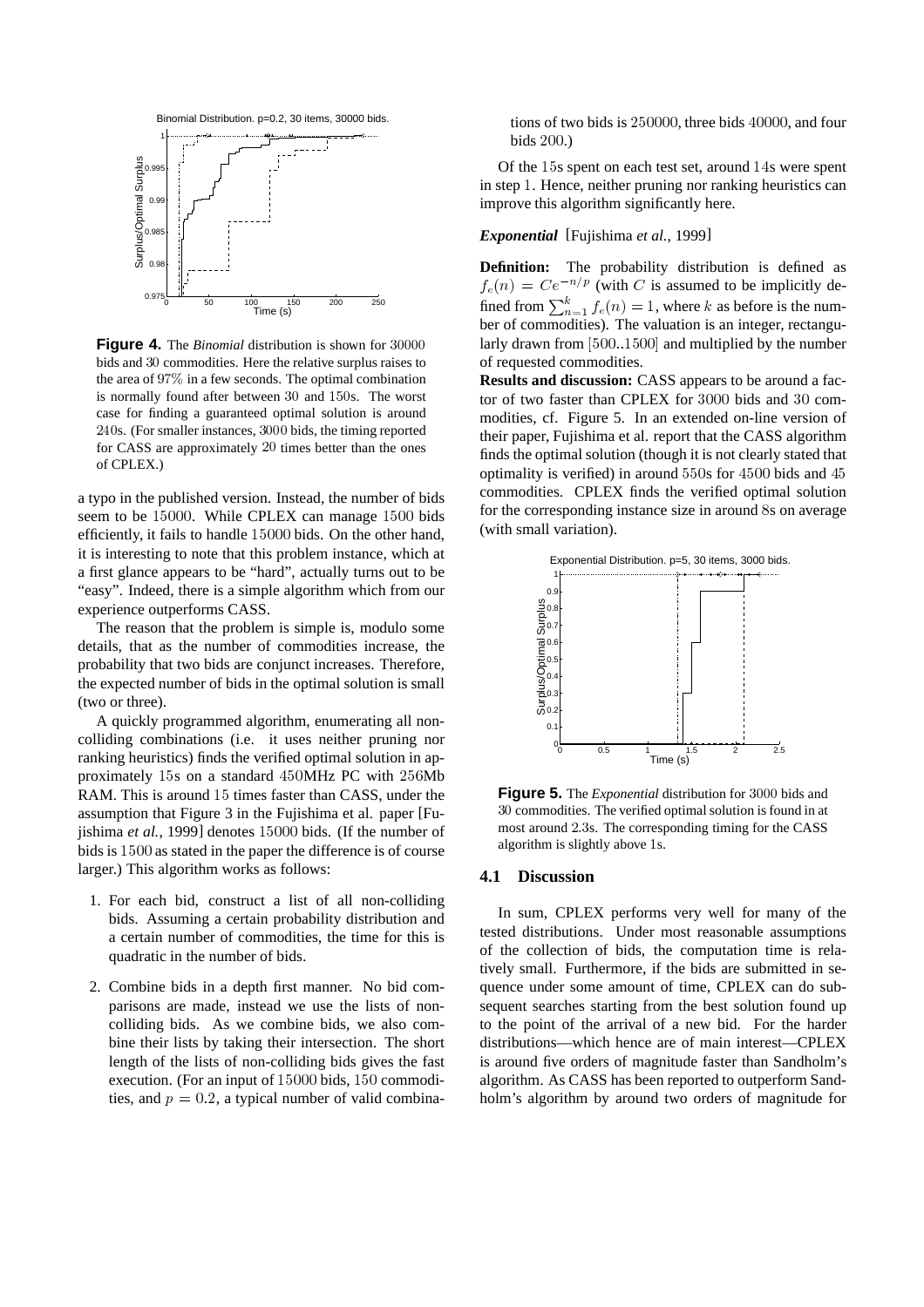Binomial Distribution. p=0.2, 30 items, 30000 bids.

Surplus/Optimal Surplus

1
0.995
0.99
0.985
0.98
0.975

0
50
100
150
200
250

Time (s)

**Figure 4.** The *Binomial* distribution is shown for 30000 bids and 30 commodities. Here the relative surplus raises to the area of 97% in a few seconds. The optimal combination is normally found after between 30 and 150s. The worst case for finding a guaranteed optimal solution is around 240s. (For smaller instances, 3000 bids, the timing reported for CASS are approximately 20 times better than the ones of CPLEX.)

a typo in the published version. Instead, the number of bids seem to be 15000. While CPLEX can manage 1500 bids efficiently, it fails to handle 15000 bids. On the other hand, it is interesting to note that this problem instance, which at a first glance appears to be "hard", actually turns out to be "easy". Indeed, there is a simple algorithm which from our experience outperforms CASS.

The reason that the problem is simple is, modulo some details, that as the number of commodities increase, the probability that two bids are conjunct increases. Therefore, the expected number of bids in the optimal solution is small (two or three).

A quickly programmed algorithm, enumerating all non-colliding combinations (i.e. it uses neither pruning nor ranking heuristics) finds the verified optimal solution in approximately 15s on a standard 450MHz PC with 256Mb RAM. This is around 15 times faster than CASS, under the assumption that Figure 3 in the Fujishima et al. paper [Fujishima *et al.*, 1999] denotes 15000 bids. (If the number of bids is 1500 as stated in the paper the difference is of course larger.) This algorithm works as follows:

1. For each bid, construct a list of all non-colliding bids. Assuming a certain probability distribution and a certain number of commodities, the time for this is quadratic in the number of bids.

2. Combine bids in a depth first manner. No bid comparisons are made, instead we use the lists of non-colliding bids. As we combine bids, we also combine their lists by taking their intersection. The short length of the lists of non-colliding bids gives the fast execution. (For an input of 15000 bids, 150 commodities, and $p = 0.2$, a typical number of valid combinations of two bids is 250000, three bids 40000, and four bids 200.)

Of the 15s spent on each test set, around 14s were spent in step 1. Hence, neither pruning nor ranking heuristics can improve this algorithm significantly here.

***Exponential*** [Fujishima *et al.*, 1999]

**Definition:** The probability distribution is defined as $f_e(n) = Ce^{-n/p}$ (with $C$ is assumed to be implicitly defined from $\sum_{n=1}^{k} f_e(n) = 1$, where $k$ as before is the number of commodities). The valuation is an integer, rectangularly drawn from [500..1500] and multiplied by the number of requested commodities.

**Results and discussion:** CASS appears to be around a factor of two faster than CPLEX for 3000 bids and 30 commodities, cf. Figure 5. In an extended on-line version of their paper, Fujishima et al. report that the CASS algorithm finds the optimal solution (though it is not clearly stated that optimality is verified) in around 550s for 4500 bids and 45 commodities. CPLEX finds the verified optimal solution for the corresponding instance size in around 8s on average (with small variation).

Exponential Distribution. p=5, 30 items, 3000 bids.

Surplus/Optimal Surplus

1
0.9
0.8
0.7
0.6
0.5
0.4
0.3
0.2
0.1
0

0
0.5
1
1.5
2
2.5

Time (s)

**Figure 5.** The *Exponential* distribution for 3000 bids and 30 commodities. The verified optimal solution is found in at most around 2.3s. The corresponding timing for the CASS algorithm is slightly above 1s.

### 4.1 Discussion

In sum, CPLEX performs very well for many of the tested distributions. Under most reasonable assumptions of the collection of bids, the computation time is relatively small. Furthermore, if the bids are submitted in sequence under some amount of time, CPLEX can do subsequent searches starting from the best solution found up to the point of the arrival of a new bid. For the harder distributions—which hence are of main interest—CPLEX is around five orders of magnitude faster than Sandholm's algorithm. As CASS has been reported to outperform Sandholm's algorithm by around two orders of magnitude for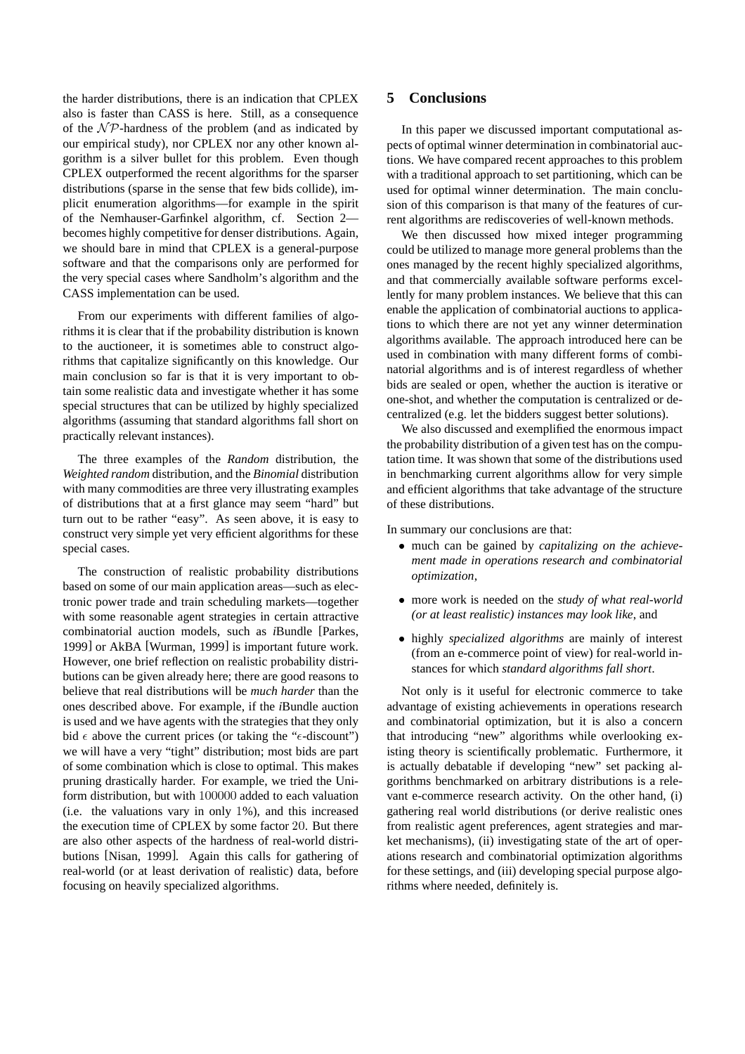the harder distributions, there is an indication that CPLEX also is faster than CASS is here. Still, as a consequence of the $\mathcal{NP}$-hardness of the problem (and as indicated by our empirical study), nor CPLEX nor any other known algorithm is a silver bullet for this problem. Even though CPLEX outperformed the recent algorithms for the sparser distributions (sparse in the sense that few bids collide), implicit enumeration algorithms—for example in the spirit of the Nemhauser-Garfinkel algorithm, cf. Section 2—becomes highly competitive for denser distributions. Again, we should bare in mind that CPLEX is a general-purpose software and that the comparisons only are performed for the very special cases where Sandholm's algorithm and the CASS implementation can be used.

From our experiments with different families of algorithms it is clear that if the probability distribution is known to the auctioneer, it is sometimes able to construct algorithms that capitalize significantly on this knowledge. Our main conclusion so far is that it is very important to obtain some realistic data and investigate whether it has some special structures that can be utilized by highly specialized algorithms (assuming that standard algorithms fall short on practically relevant instances).

The three examples of the *Random* distribution, the *Weighted random* distribution, and the *Binomial* distribution with many commodities are three very illustrating examples of distributions that at a first glance may seem "hard" but turn out to be rather "easy". As seen above, it is easy to construct very simple yet very efficient algorithms for these special cases.

The construction of realistic probability distributions based on some of our main application areas—such as electronic power trade and train scheduling markets—together with some reasonable agent strategies in certain attractive combinatorial auction models, such as *i*Bundle [Parkes, 1999] or AkBA [Wurman, 1999] is important future work. However, one brief reflection on realistic probability distributions can be given already here; there are good reasons to believe that real distributions will be *much harder* than the ones described above. For example, if the *i*Bundle auction is used and we have agents with the strategies that they only bid $\epsilon$ above the current prices (or taking the "$\epsilon$-discount") we will have a very "tight" distribution; most bids are part of some combination which is close to optimal. This makes pruning drastically harder. For example, we tried the Uniform distribution, but with $100000$ added to each valuation (i.e. the valuations vary in only $1\%$), and this increased the execution time of CPLEX by some factor $20$. But there are also other aspects of the hardness of real-world distributions [Nisan, 1999]. Again this calls for gathering of real-world (or at least derivation of realistic) data, before focusing on heavily specialized algorithms.

## 5 Conclusions

In this paper we discussed important computational aspects of optimal winner determination in combinatorial auctions. We have compared recent approaches to this problem with a traditional approach to set partitioning, which can be used for optimal winner determination. The main conclusion of this comparison is that many of the features of current algorithms are rediscoveries of well-known methods.

We then discussed how mixed integer programming could be utilized to manage more general problems than the ones managed by the recent highly specialized algorithms, and that commercially available software performs excellently for many problem instances. We believe that this can enable the application of combinatorial auctions to applications to which there are not yet any winner determination algorithms available. The approach introduced here can be used in combination with many different forms of combinatorial algorithms and is of interest regardless of whether bids are sealed or open, whether the auction is iterative or one-shot, and whether the computation is centralized or decentralized (e.g. let the bidders suggest better solutions).

We also discussed and exemplified the enormous impact the probability distribution of a given test has on the computation time. It was shown that some of the distributions used in benchmarking current algorithms allow for very simple and efficient algorithms that take advantage of the structure of these distributions.

In summary our conclusions are that:

- much can be gained by *capitalizing on the achievement made in operations research and combinatorial optimization*,
- more work is needed on the *study of what real-world (or at least realistic) instances may look like*, and
- highly *specialized algorithms* are mainly of interest (from an e-commerce point of view) for real-world instances for which *standard algorithms fall short*.

Not only is it useful for electronic commerce to take advantage of existing achievements in operations research and combinatorial optimization, but it is also a concern that introducing "new" algorithms while overlooking existing theory is scientifically problematic. Furthermore, it is actually debatable if developing "new" set packing algorithms benchmarked on arbitrary distributions is a relevant e-commerce research activity. On the other hand, (i) gathering real world distributions (or derive realistic ones from realistic agent preferences, agent strategies and market mechanisms), (ii) investigating state of the art of operations research and combinatorial optimization algorithms for these settings, and (iii) developing special purpose algorithms where needed, definitely is.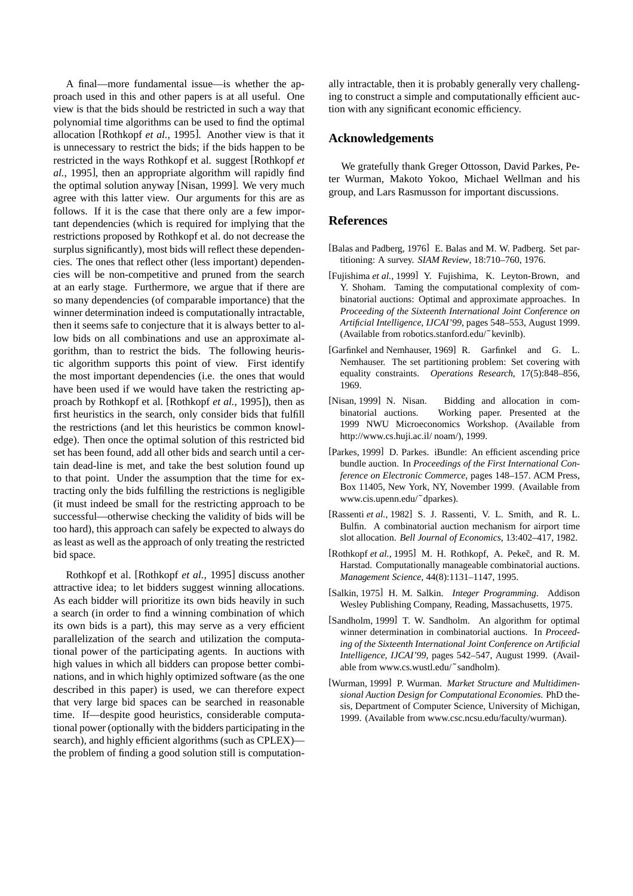A final—more fundamental issue—is whether the approach used in this and other papers is at all useful. One view is that the bids should be restricted in such a way that polynomial time algorithms can be used to find the optimal allocation [Rothkopf *et al.*, 1995]. Another view is that it is unnecessary to restrict the bids; if the bids happen to be restricted in the ways Rothkopf et al. suggest [Rothkopf *et al.*, 1995], then an appropriate algorithm will rapidly find the optimal solution anyway [Nisan, 1999]. We very much agree with this latter view. Our arguments for this are as follows. If it is the case that there only are a few important dependencies (which is required for implying that the restrictions proposed by Rothkopf et al. do not decrease the surplus significantly), most bids will reflect these dependencies. The ones that reflect other (less important) dependencies will be non-competitive and pruned from the search at an early stage. Furthermore, we argue that if there are so many dependencies (of comparable importance) that the winner determination indeed is computationally intractable, then it seems safe to conjecture that it is always better to allow bids on all combinations and use an approximate algorithm, than to restrict the bids. The following heuristic algorithm supports this point of view. First identify the most important dependencies (i.e. the ones that would have been used if we would have taken the restricting approach by Rothkopf et al. [Rothkopf *et al.*, 1995]), then as first heuristics in the search, only consider bids that fulfill the restrictions (and let this heuristics be common knowledge). Then once the optimal solution of this restricted bid set has been found, add all other bids and search until a certain dead-line is met, and take the best solution found up to that point. Under the assumption that the time for extracting only the bids fulfilling the restrictions is negligible (it must indeed be small for the restricting approach to be successful—otherwise checking the validity of bids will be too hard), this approach can safely be expected to always do as least as well as the approach of only treating the restricted bid space.

Rothkopf et al. [Rothkopf *et al.*, 1995] discuss another attractive idea; to let bidders suggest winning allocations. As each bidder will prioritize its own bids heavily in such a search (in order to find a winning combination of which its own bids is a part), this may serve as a very efficient parallelization of the search and utilization the computational power of the participating agents. In auctions with high values in which all bidders can propose better combinations, and in which highly optimized software (as the one described in this paper) is used, we can therefore expect that very large bid spaces can be searched in reasonable time. If—despite good heuristics, considerable computational power (optionally with the bidders participating in the search), and highly efficient algorithms (such as CPLEX)—the problem of finding a good solution still is computationally intractable, then it is probably generally very challenging to construct a simple and computationally efficient auction with any significant economic efficiency.

## Acknowledgements

We gratefully thank Greger Ottosson, David Parkes, Peter Wurman, Makoto Yokoo, Michael Wellman and his group, and Lars Rasmusson for important discussions.

## References

[Balas and Padberg, 1976] E. Balas and M. W. Padberg. Set partitioning: A survey. *SIAM Review*, 18:710–760, 1976.

[Fujishima *et al.*, 1999] Y. Fujishima, K. Leyton-Brown, and Y. Shoham. Taming the computational complexity of combinatorial auctions: Optimal and approximate approaches. In *Proceeding of the Sixteenth International Joint Conference on Artificial Intelligence, IJCAI'99*, pages 548–553, August 1999. (Available from robotics.stanford.edu/~kevinlb).

[Garfinkel and Nemhauser, 1969] R. Garfinkel and G. L. Nemhauser. The set partitioning problem: Set covering with equality constraints. *Operations Research*, 17(5):848–856, 1969.

[Nisan, 1999] N. Nisan. Bidding and allocation in combinatorial auctions. Working paper. Presented at the 1999 NWU Microeconomics Workshop. (Available from http://www.cs.huji.ac.il/ noam/), 1999.

[Parkes, 1999] D. Parkes. iBundle: An efficient ascending price bundle auction. In *Proceedings of the First International Conference on Electronic Commerce*, pages 148–157. ACM Press, Box 11405, New York, NY, November 1999. (Available from www.cis.upenn.edu/~dparkes).

[Rassenti *et al.*, 1982] S. J. Rassenti, V. L. Smith, and R. L. Bulfin. A combinatorial auction mechanism for airport time slot allocation. *Bell Journal of Economics*, 13:402–417, 1982.

[Rothkopf *et al.*, 1995] M. H. Rothkopf, A. Pekeč, and R. M. Harstad. Computationally manageable combinatorial auctions. *Management Science*, 44(8):1131–1147, 1995.

[Salkin, 1975] H. M. Salkin. *Integer Programming*. Addison Wesley Publishing Company, Reading, Massachusetts, 1975.

[Sandholm, 1999] T. W. Sandholm. An algorithm for optimal winner determination in combinatorial auctions. In *Proceeding of the Sixteenth International Joint Conference on Artificial Intelligence, IJCAI'99*, pages 542–547, August 1999. (Available from www.cs.wustl.edu/~sandholm).

[Wurman, 1999] P. Wurman. *Market Structure and Multidimensional Auction Design for Computational Economies*. PhD thesis, Department of Computer Science, University of Michigan, 1999. (Available from www.csc.ncsu.edu/faculty/wurman).